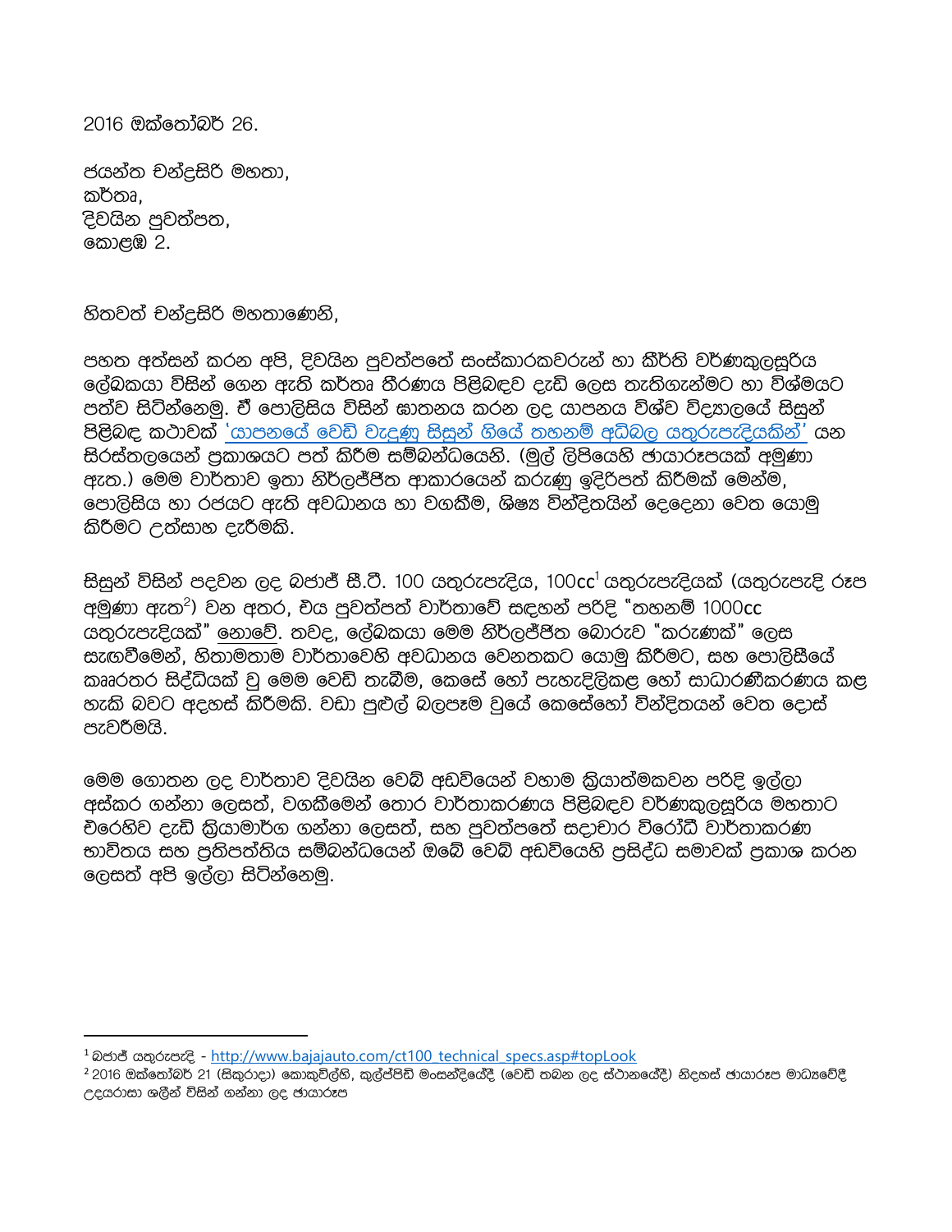2016 ඔක්තෝබර් 26.

ජයන්ත චන්ද්‍රසිරි මහතා,
කර්තෘ,
දිවයින පුවත්පත,
කොළඹ 2.

හිතවත් චන්ද්‍රසිරි මහතාණෙනි,

පහත අත්සන් කරන අපි, දිවයින පුවත්පතේ සංස්කාරකවරුන් හා කීර්ති වර්ණකුලසූරිය ලේඛකයා විසින් ගෙන ඇති කර්තෘ තීරණය පිළිබඳව දැඩි ලෙස තැතිගැන්මට හා විශ්මයට පත්ව සිටින්නෙමු. ඒ පොලිසිය විසින් ඝාතනය කරන ලද යාපනය විශ්ව විද්‍යාලයේ සිසුන් පිළිබඳ කථාවක් 'යාපනයේ වෙඩි වැදුණු සිසුන් ගියේ තහනම් අධිබල යතුරුපැදියකින්' යන සිරස්තලයෙන් ප්‍රකාශයට පත් කිරීම සම්බන්ධයෙනි. (මුල් ලිපියෙහි ඡායාරූපයක් අමුණා ඇත.) මෙම වාර්තාව ඉතා නිර්ලජ්ජිත ආකාරයෙන් කරුණු ඉදිරිපත් කිරීමක් මෙන්ම, පොලිසිය හා රජයට ඇති අවධානය හා වගකීම, ශිෂ්‍ය වින්දිතයින් දෙදෙනා වෙත යොමු කිරීමට උත්සාහ දැරීමකි.

සිසුන් විසින් පදවන ලද බජාජ් සී.ටී. 100 යතුරුපැදිය, 100cc[1] යතුරුපැදියක් (යතුරුපැදි රූප අමුණා ඇත[2]) වන අතර, එය පුවත්පත් වාර්තාවේ සඳහන් පරිදි "තහනම් 1000cc යතුරුපැදියක්" නොවේ. තවද, ලේඛකයා මෙම නිර්ලජ්ජිත බොරුව "කරුණක්" ලෙස සැඟවීමෙන්, හිතාමතාම වාර්තාවෙහි අවධානය වෙනතකට යොමු කිරීමට, සහ පොලිසීයේ කෲරතර සිද්ධියක් වූ මෙම වෙඩි තැබීම, කෙසේ හෝ පැහැදිලිකළ හෝ සාධාරණීකරණය කළ හැකි බවට අදහස් කිරීමකි. වඩා පුළුල් බලපෑම වූයේ කෙසේහෝ වින්දිතයන් වෙත දොස් පැවරීමයි.

මෙම ගොතන ලද වාර්තාව දිවයින වෙබ් අඩවියෙන් වහාම ක්‍රියාත්මකවන පරිදි ඉල්ලා අස්කර ගන්නා ලෙසත්, වගකීමෙන් තොර වාර්තාකරණය පිළිබඳව වර්ණකුලසූරිය මහතාට එරෙහිව දැඩි ක්‍රියාමාර්ග ගන්නා ලෙසත්, සහ පුවත්පතේ සදාචාර විරෝධී වාර්තාකරණ භාවිතය සහ ප්‍රතිපත්තිය සම්බන්ධයෙන් ඔබේ වෙබ් අඩවියෙහි ප්‍රසිද්ධ සමාවක් ප්‍රකාශ කරන ලෙසත් අපි ඉල්ලා සිටින්නෙමු.

---

[1] බජාජ් යතුරුපැදි - http://www.bajajauto.com/ct100_technical_specs.asp#topLook

[2] 2016 ඔක්තෝබර් 21 (සිකුරාදා) කොකුවිල්හි, කුල්ප්පිඩි මංසන්දියේදී (වෙඩි තබන ලද ස්ථානයේදී) නිදහස් ඡායාරූප මාධ්‍යවේදී උදයරාසා ශලීන් විසින් ගන්නා ලද ඡායාරූප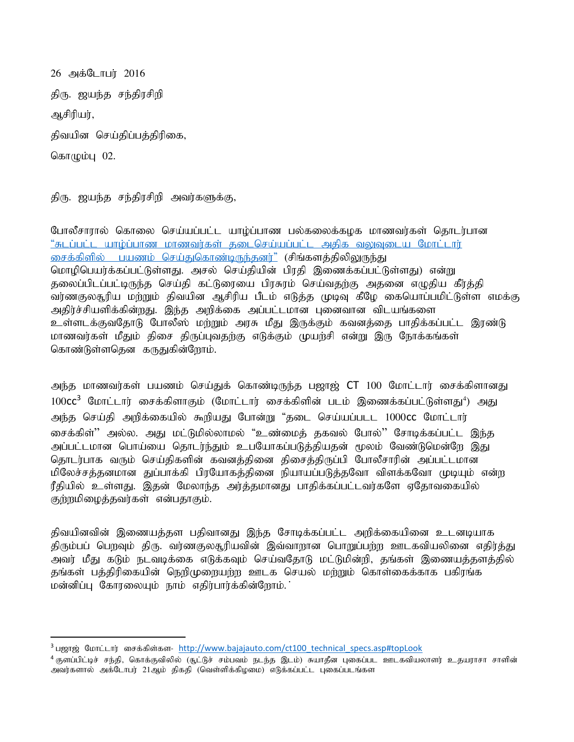26 அக்டோபர் 2016

திரு. ஜயந்த சந்திரசிறி

ஆசிரியர்,

திவயின செய்திப்பத்திரிகை,

கொழும்பு 02.

திரு. ஜயந்த சந்திரசிறி அவர்களுக்கு,

போலீசாரால் கொலை செய்யப்பட்ட யாழ்ப்பாண பல்கலைக்கழக மாணவர்கள் தொடர்பான "சுடப்பட்ட யாழ்ப்பாண மாணவர்கள் தடைசெய்யப்பட்ட அதிக வலுவுடைய மோட்டார் சைக்கிளில் பயணம் செய்துகொண்டிருந்தனர்" (சிங்களத்திலிலுருந்து மொழிபெயர்க்கப்பட்டுள்ளது. அசல் செய்தியின் பிரதி இணைக்கப்பட்டுள்ளது) என்று தலைப்பிடப்பட்டிருந்த செய்தி கட்டுரையை பிரசுரம் செய்வதற்கு அதனை எழுதிய கீர்த்தி வர்ணகுலசூரிய மற்றும் திவயின ஆசிரிய பீடம் எடுத்த முடிவு கீழே கையொப்பமிட்டுள்ள எமக்கு அதிர்ச்சியளிக்கின்றது. இந்த அறிக்கை அப்பட்டமான புனைவான விடயங்களை உள்ளடக்குவதோடு போலீஸ் மற்றும் அரசு மீது இருக்கும் கவனத்தை பாதிக்கப்பட்ட இரண்டு மாணவர்கள் மீதும் திசை திருப்புவதற்கு எடுக்கும் முயற்சி என்று இரு நோக்கங்கள் கொண்டுள்ளதென கருதுகின்றோம்.

அந்த மாணவர்கள் பயணம் செய்துக் கொண்டிருந்த பஜாஜ் CT 100 மோட்டார் சைக்கிளானது 100cc[3] மோட்டார் சைக்கிளாகும் (மோட்டார் சைக்கிளின் படம் இணைக்கப்பட்டுள்ளது[4]) அது அந்த செய்தி அறிக்கையில் கூறியது போன்று "தடை செய்யப்படட 1000cc மோட்டார் சைக்கிள்" அல்ல. அது மட்டுமில்லாமல் "உண்மைத் தகவல் போல்" சோடிக்கப்பட்ட இந்த அப்பட்டமான பொய்யை தொடர்ந்தும் உபயோகப்படுத்தியதன் மூலம் வேண்டுமென்றே இது தொடர்பாக வரும் செய்திகளின் கவனத்தினை திசைத்திருப்பி போலீசாரின் அப்பட்டமான மிலேச்சத்தனமான துப்பாக்கி பிரயோகத்தினை நியாயப்படுத்தவோ விளக்கவோ முடியும் என்ற ரீதியில் உள்ளது. இதன் மேலாந்த அர்த்தமானது பாதிக்கப்பட்டவர்களே ஏதோவகையில் குற்றமிழைத்தவர்கள் என்பதாகும்.

திவயினவின் இணையத்தள பதிவானது இந்த சோடிக்கப்பட்ட அறிக்கையினை உடனடியாக திரும்பப் பெறவும் திரு. வர்ணகுலசூரியவின் இவ்வாறான பொறுப்பற்ற ஊடகவியலினை எதிர்த்து அவர் மீது கடும் நடவடிக்கை எடுக்கவும் செய்வதோடு மட்டுமின்றி, தங்கள் இணையத்தளத்தில் தங்கள் பத்திரிகையின் நெறிமுறையற்ற ஊடக செயல் மற்றும் கொள்கைக்காக பகிரங்க மன்னிப்பு கோரலையும் நாம் எதிர்பார்க்கின்றோம்.

---

[3] பஜாஜ் மோட்டார் சைக்கிள்கள- http://www.bajajauto.com/ct100_technical_specs.asp#topLook

[4] குளப்பிட்டிச் சந்தி, கொக்குவிலில் (சூட்டுச் சம்பவம் நடந்த இடம்) சுயாதீன புகைப்பட ஊடகவியலாளர் உதயராசா சாளின் அவர்களால் அக்டோபர் 21ஆம் திகதி (வெள்ளிக்கிழமை) எடுக்கப்பட்ட புகைப்படங்கள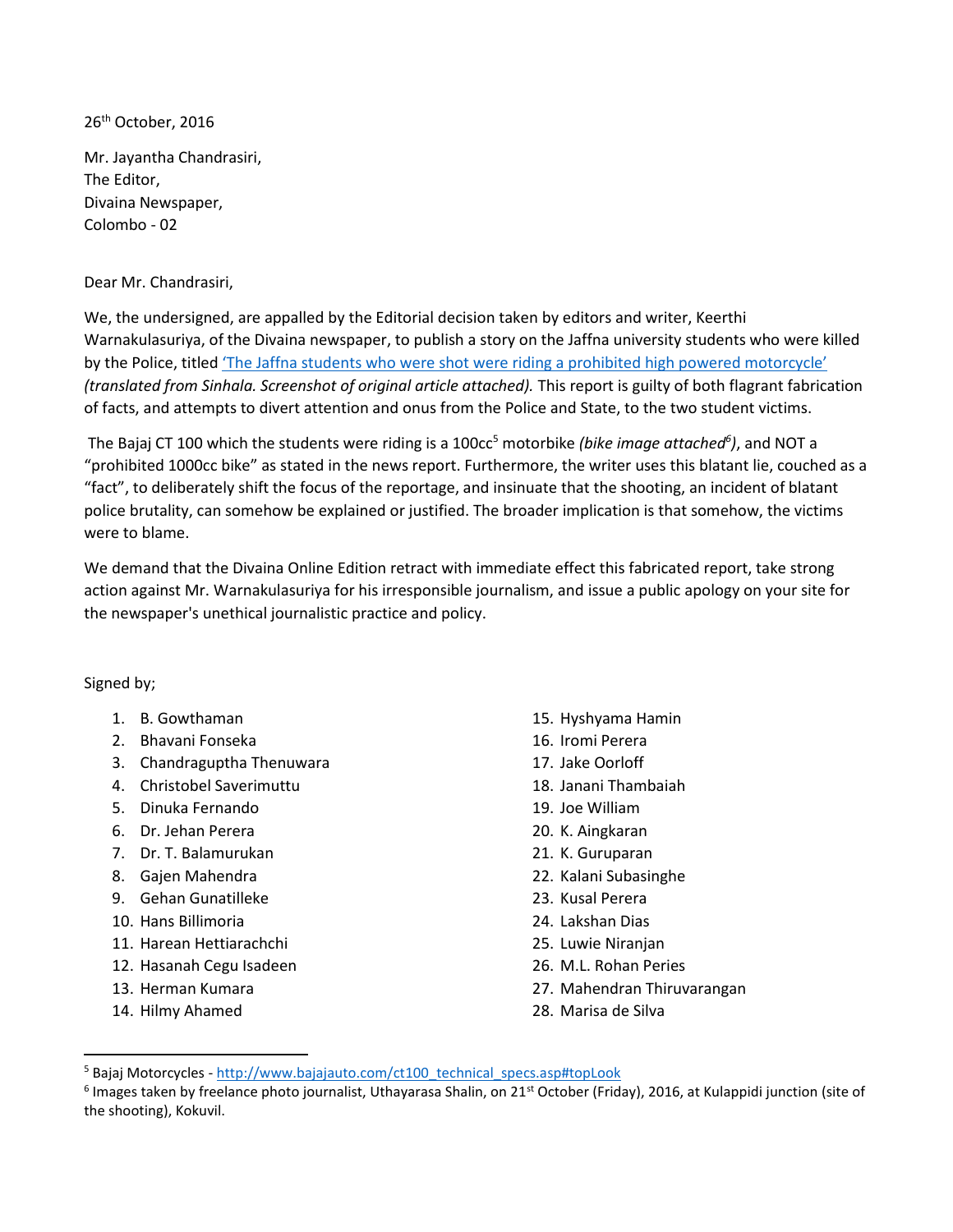26th October, 2016

Mr. Jayantha Chandrasiri,
The Editor,
Divaina Newspaper,
Colombo - 02

Dear Mr. Chandrasiri,

We, the undersigned, are appalled by the Editorial decision taken by editors and writer, Keerthi Warnakulasuriya, of the Divaina newspaper, to publish a story on the Jaffna university students who were killed by the Police, titled 'The Jaffna students who were shot were riding a prohibited high powered motorcycle' *(translated from Sinhala. Screenshot of original article attached).* This report is guilty of both flagrant fabrication of facts, and attempts to divert attention and onus from the Police and State, to the two student victims.

The Bajaj CT 100 which the students were riding is a 100cc[5] motorbike *(bike image attached[6])*, and NOT a "prohibited 1000cc bike" as stated in the news report. Furthermore, the writer uses this blatant lie, couched as a "fact", to deliberately shift the focus of the reportage, and insinuate that the shooting, an incident of blatant police brutality, can somehow be explained or justified. The broader implication is that somehow, the victims were to blame.

We demand that the Divaina Online Edition retract with immediate effect this fabricated report, take strong action against Mr. Warnakulasuriya for his irresponsible journalism, and issue a public apology on your site for the newspaper's unethical journalistic practice and policy.

Signed by;

1. B. Gowthaman
2. Bhavani Fonseka
3. Chandraguptha Thenuwara
4. Christobel Saverimuttu
5. Dinuka Fernando
6. Dr. Jehan Perera
7. Dr. T. Balamurukan
8. Gajen Mahendra
9. Gehan Gunatilleke
10. Hans Billimoria
11. Harean Hettiarachchi
12. Hasanah Cegu Isadeen
13. Herman Kumara
14. Hilmy Ahamed
15. Hyshyama Hamin
16. Iromi Perera
17. Jake Oorloff
18. Janani Thambaiah
19. Joe William
20. K. Aingkaran
21. K. Guruparan
22. Kalani Subasinghe
23. Kusal Perera
24. Lakshan Dias
25. Luwie Niranjan
26. M.L. Rohan Peries
27. Mahendran Thiruvarangan
28. Marisa de Silva

[5] Bajaj Motorcycles - http://www.bajajauto.com/ct100_technical_specs.asp#topLook

[6] Images taken by freelance photo journalist, Uthayarasa Shalin, on 21st October (Friday), 2016, at Kulappidi junction (site of the shooting), Kokuvil.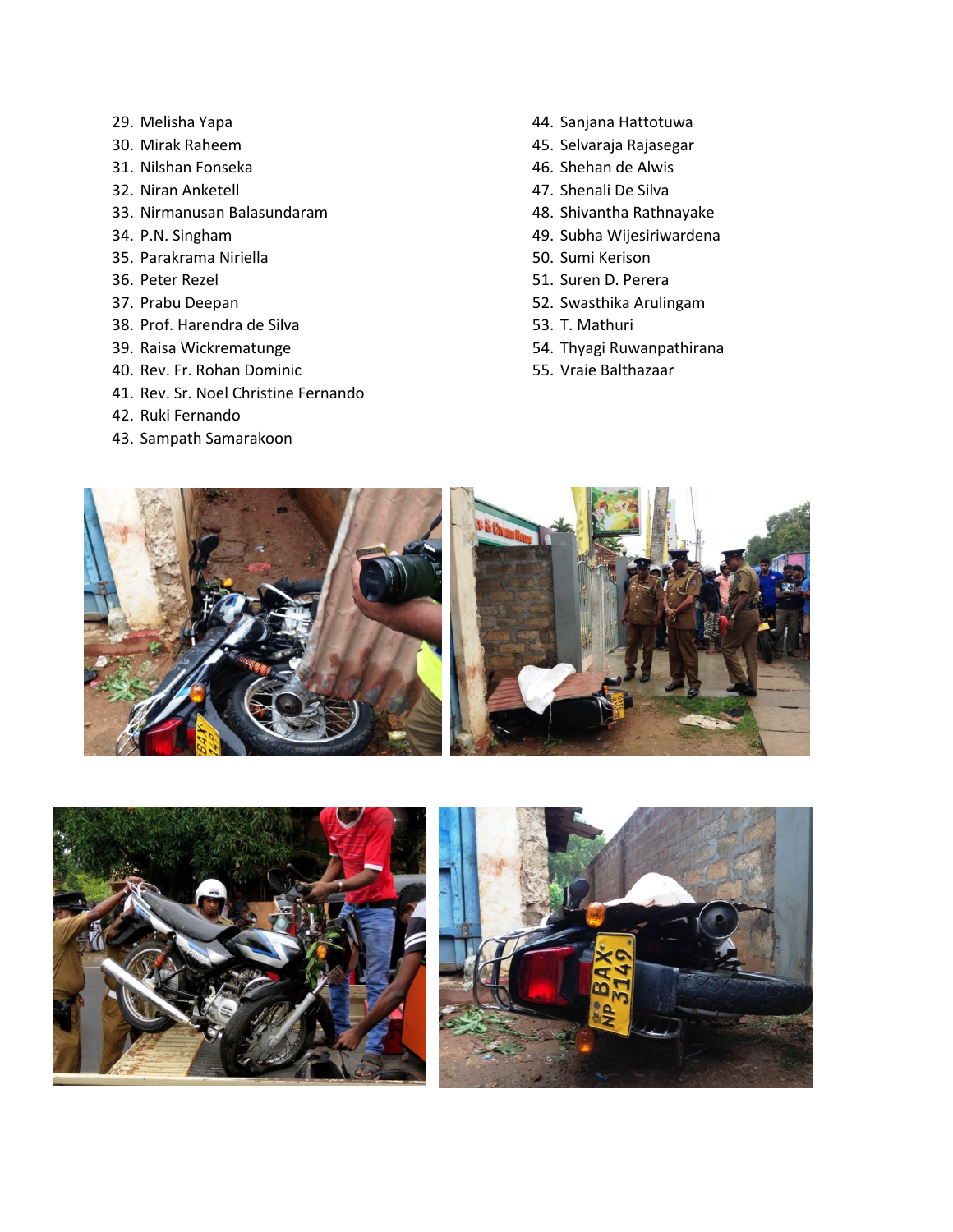29. Melisha Yapa
30. Mirak Raheem
31. Nilshan Fonseka
32. Niran Anketell
33. Nirmanusan Balasundaram
34. P.N. Singham
35. Parakrama Niriella
36. Peter Rezel
37. Prabu Deepan
38. Prof. Harendra de Silva
39. Raisa Wickrematunge
40. Rev. Fr. Rohan Dominic
41. Rev. Sr. Noel Christine Fernando
42. Ruki Fernando
43. Sampath Samarakoon
44. Sanjana Hattotuwa
45. Selvaraja Rajasegar
46. Shehan de Alwis
47. Shenali De Silva
48. Shivantha Rathnayake
49. Subha Wijesiriwardena
50. Sumi Kerison
51. Suren D. Perera
52. Swasthika Arulingam
53. T. Mathuri
54. Thyagi Ruwanpathirana
55. Vraie Balthazaar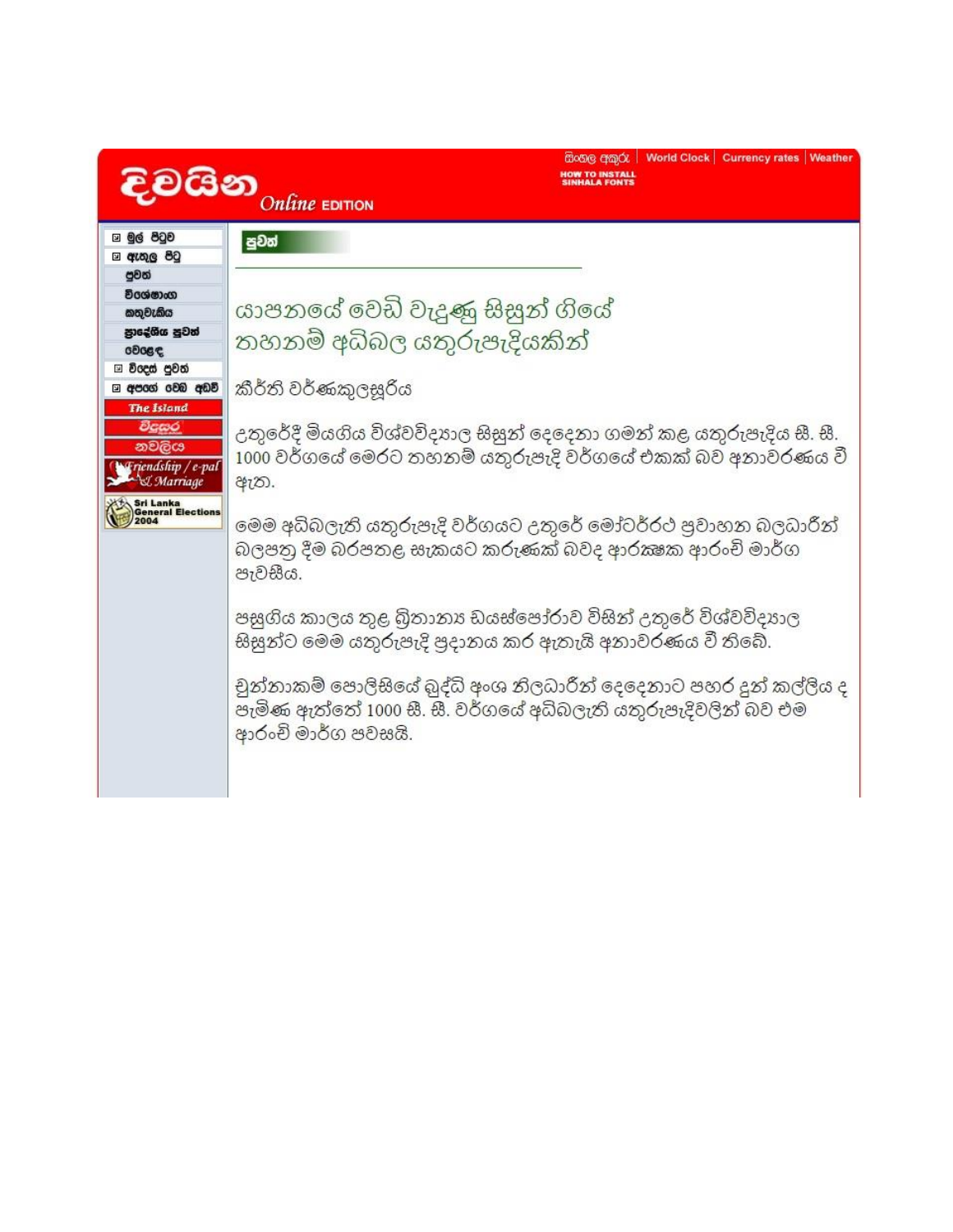# දිවයින Online EDITION

සිංහල අකුරු | World Clock | Currency rates | Weather

HOW TO INSTALL SINHALA FONTS

- මුල් පිටුව
- ඇතුළු පිටු
- පුවත්
- විශේෂාංග
- කතුවැකිය
- ප්‍රාදේශීය පුවත්
- වෙළෙඳ
- විදෙස් පුවත්
- අපගේ වෙබ් අඩවි

The Island

විදුසර

නවලිය

Friendship / e-pal & Marriage

Sri Lanka General Elections 2004

**පුවත්**

## යාපනයේ වෙඩි වැදුණු සිසුන් ගියේ තහනම් අධිබල යතුරුපැදියකින්

කීර්ති වර්ණකුලසූරිය

උතුරේදී මියගිය විශ්වවිද්‍යාල සිසුන් දෙදෙනා ගමන් කළ යතුරුපැදිය සී. සී. 1000 වර්ගයේ මෙරට තහනම් යතුරුපැදි වර්ගයේ එකක් බව අනාවරණය වී ඇත.

මෙම අධිබලැති යතුරුපැදි වර්ගයට උතුරේ මෝටර්රථ ප්‍රවාහන බලධාරීන් බලපත්‍ර දීම බරපතළ සැකයට කරුණක් බවද ආරක්ෂක ආරංචි මාර්ග පැවසීය.

පසුගිය කාලය තුළ බ්‍රිතාන්‍ය ඩයස්පෝරාව විසින් උතුරේ විශ්වවිද්‍යාල සිසුන්ට මෙම යතුරුපැදි ප්‍රදානය කර ඇතැයි අනාවරණය වී තිබේ.

චුන්නාකම් පොලිසියේ බුද්ධි අංශ නිලධාරීන් දෙදෙනාට පහර දුන් කල්ලිය ද පැමිණ ඇත්තේ 1000 සී. සී. වර්ගයේ අධිබලැති යතුරුපැදිවලින් බව එම ආරංචි මාර්ග පවසයි.